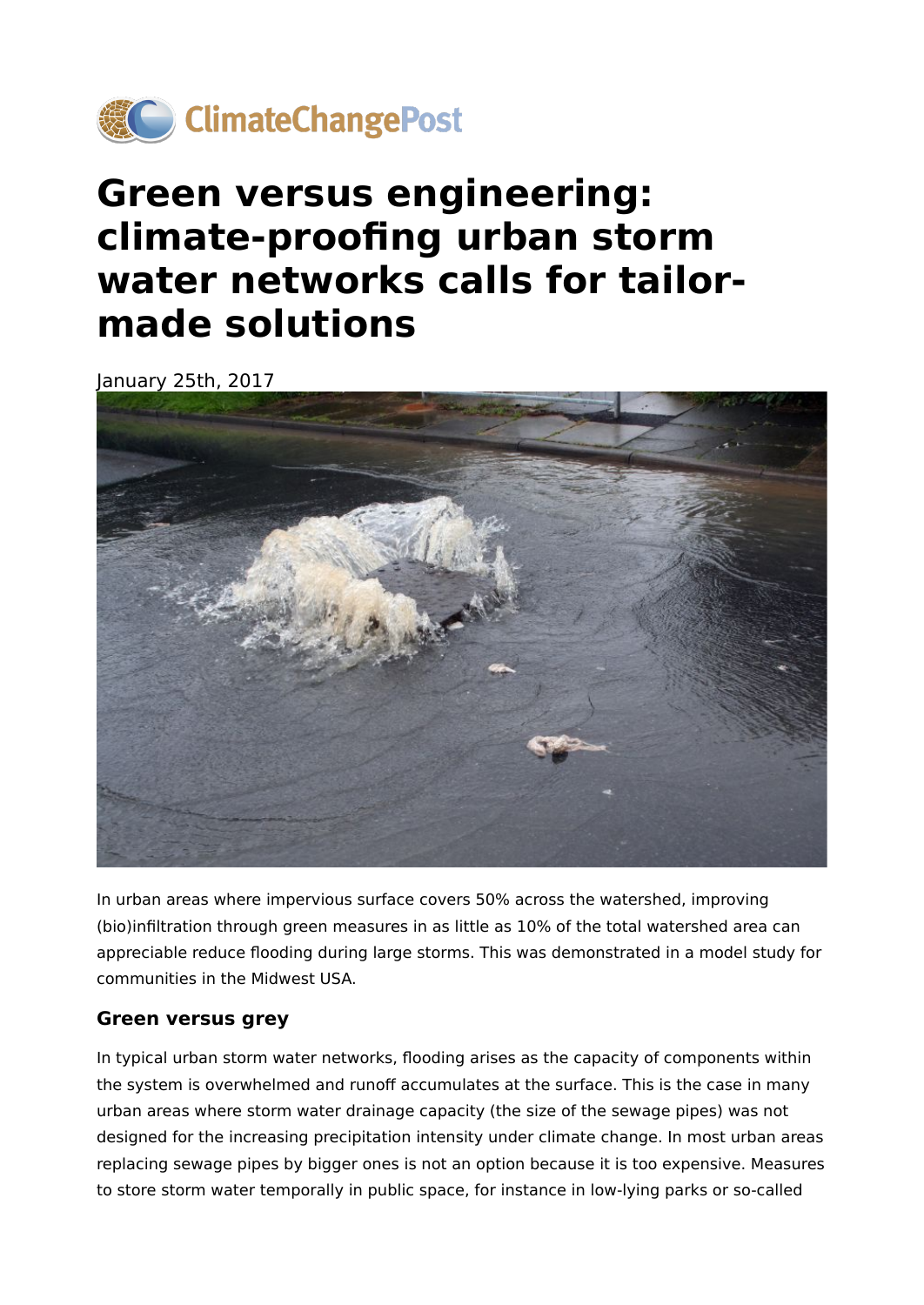ClimateChangePost

# Green versus engineering: climate-proofing urban storm water networks calls for tailor-made solutions

January 25th, 2017

In urban areas where impervious surface covers 50% across the watershed, improving (bio)infiltration through green measures in as little as 10% of the total watershed area can appreciable reduce flooding during large storms. This was demonstrated in a model study for communities in the Midwest USA.

### Green versus grey

In typical urban storm water networks, flooding arises as the capacity of components within the system is overwhelmed and runoff accumulates at the surface. This is the case in many urban areas where storm water drainage capacity (the size of the sewage pipes) was not designed for the increasing precipitation intensity under climate change. In most urban areas replacing sewage pipes by bigger ones is not an option because it is too expensive. Measures to store storm water temporally in public space, for instance in low-lying parks or so-called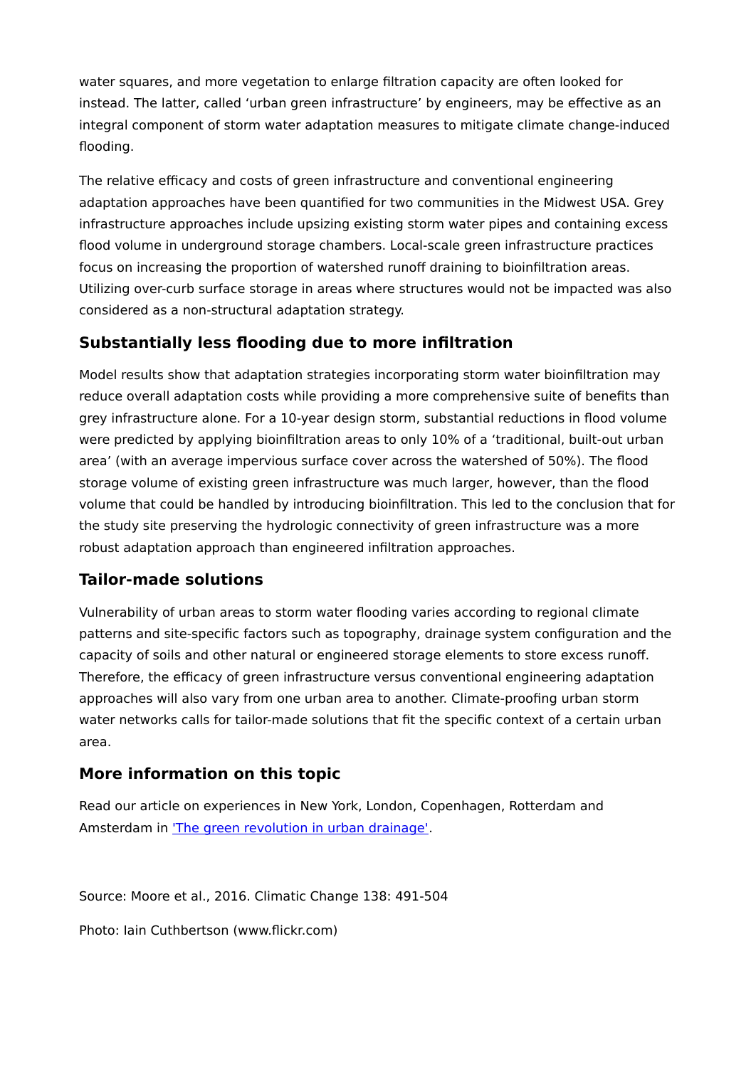water squares, and more vegetation to enlarge filtration capacity are often looked for instead. The latter, called 'urban green infrastructure' by engineers, may be effective as an integral component of storm water adaptation measures to mitigate climate change-induced flooding.

The relative efficacy and costs of green infrastructure and conventional engineering adaptation approaches have been quantified for two communities in the Midwest USA. Grey infrastructure approaches include upsizing existing storm water pipes and containing excess flood volume in underground storage chambers. Local-scale green infrastructure practices focus on increasing the proportion of watershed runoff draining to bioinfiltration areas. Utilizing over-curb surface storage in areas where structures would not be impacted was also considered as a non-structural adaptation strategy.

## Substantially less flooding due to more infiltration

Model results show that adaptation strategies incorporating storm water bioinfiltration may reduce overall adaptation costs while providing a more comprehensive suite of benefits than grey infrastructure alone. For a 10-year design storm, substantial reductions in flood volume were predicted by applying bioinfiltration areas to only 10% of a 'traditional, built-out urban area' (with an average impervious surface cover across the watershed of 50%). The flood storage volume of existing green infrastructure was much larger, however, than the flood volume that could be handled by introducing bioinfiltration. This led to the conclusion that for the study site preserving the hydrologic connectivity of green infrastructure was a more robust adaptation approach than engineered infiltration approaches.

## Tailor-made solutions

Vulnerability of urban areas to storm water flooding varies according to regional climate patterns and site-specific factors such as topography, drainage system configuration and the capacity of soils and other natural or engineered storage elements to store excess runoff. Therefore, the efficacy of green infrastructure versus conventional engineering adaptation approaches will also vary from one urban area to another. Climate-proofing urban storm water networks calls for tailor-made solutions that fit the specific context of a certain urban area.

## More information on this topic

Read our article on experiences in New York, London, Copenhagen, Rotterdam and Amsterdam in ['The green revolution in urban drainage'].

Source: Moore et al., 2016. Climatic Change 138: 491-504

Photo: Iain Cuthbertson (www.flickr.com)